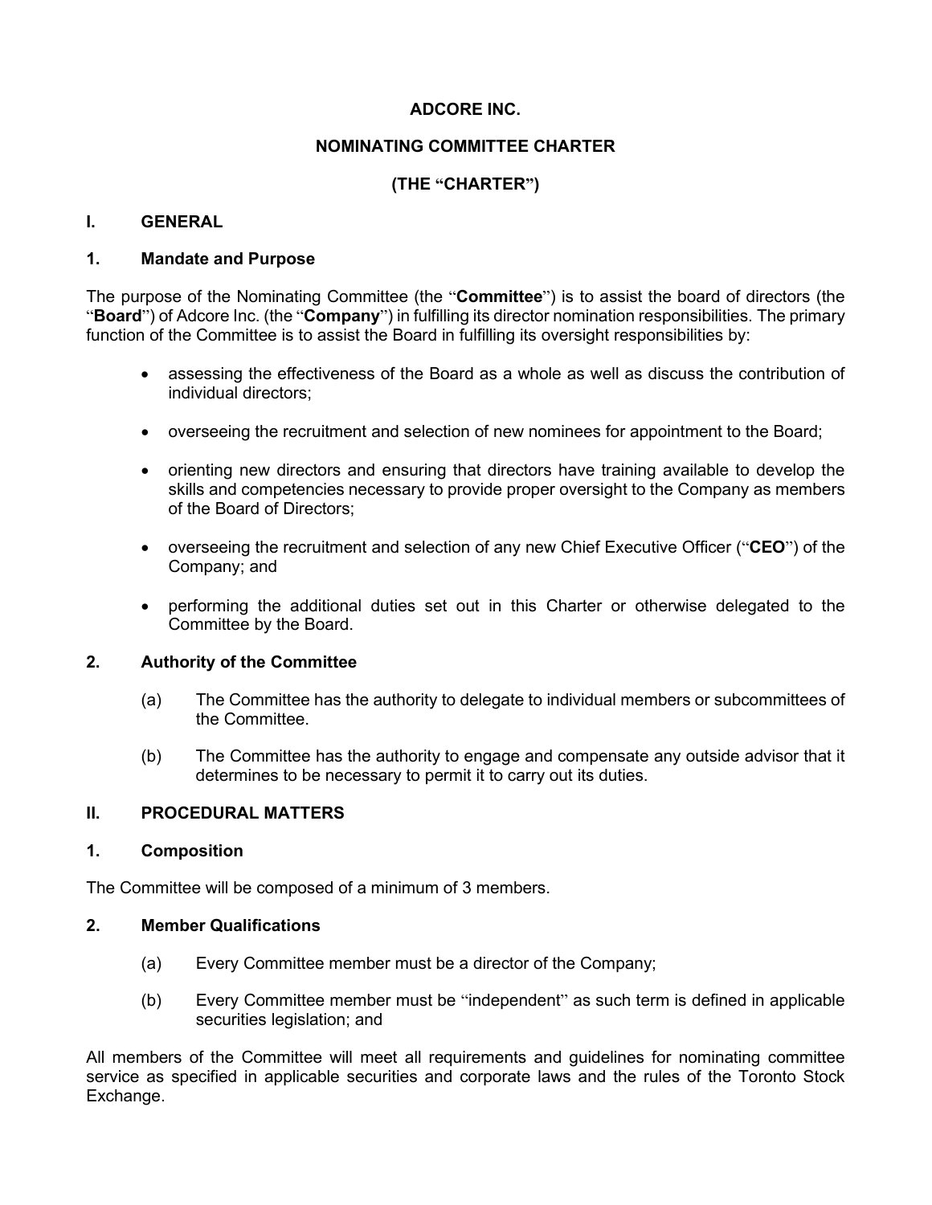# ADCORE INC.

# NOMINATING COMMITTEE CHARTER

# (THE "CHARTER")

## I. GENERAL

### 1. Mandate and Purpose

The purpose of the Nominating Committee (the "**Committee**") is to assist the board of directors (the "**Board**") of Adcore Inc. (the "**Company**") in fulfilling its director nomination responsibilities. The primary function of the Committee is to assist the Board in fulfilling its oversight responsibilities by:

- assessing the effectiveness of the Board as a whole as well as discuss the contribution of individual directors;
- overseeing the recruitment and selection of new nominees for appointment to the Board;
- orienting new directors and ensuring that directors have training available to develop the skills and competencies necessary to provide proper oversight to the Company as members of the Board of Directors;
- overseeing the recruitment and selection of any new Chief Executive Officer ("**CEO**") of the Company; and
- performing the additional duties set out in this Charter or otherwise delegated to the Committee by the Board.

### 2. Authority of the Committee

(a) The Committee has the authority to delegate to individual members or subcommittees of the Committee.

(b) The Committee has the authority to engage and compensate any outside advisor that it determines to be necessary to permit it to carry out its duties.

## II. PROCEDURAL MATTERS

### 1. Composition

The Committee will be composed of a minimum of 3 members.

### 2. Member Qualifications

(a) Every Committee member must be a director of the Company;

(b) Every Committee member must be "independent" as such term is defined in applicable securities legislation; and

All members of the Committee will meet all requirements and guidelines for nominating committee service as specified in applicable securities and corporate laws and the rules of the Toronto Stock Exchange.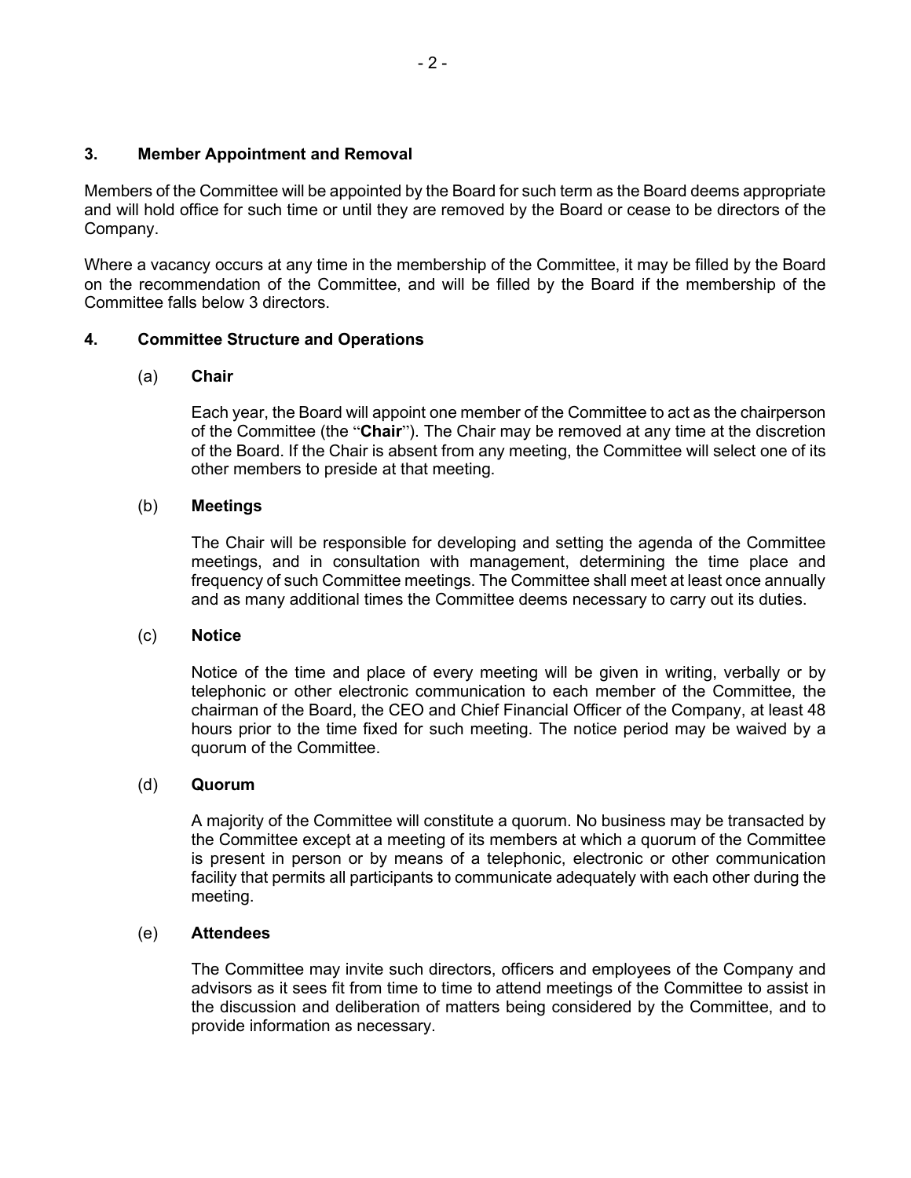## 3. Member Appointment and Removal

Members of the Committee will be appointed by the Board for such term as the Board deems appropriate and will hold office for such time or until they are removed by the Board or cease to be directors of the Company.

Where a vacancy occurs at any time in the membership of the Committee, it may be filled by the Board on the recommendation of the Committee, and will be filled by the Board if the membership of the Committee falls below 3 directors.

## 4. Committee Structure and Operations

### (a) Chair

Each year, the Board will appoint one member of the Committee to act as the chairperson of the Committee (the "**Chair**"). The Chair may be removed at any time at the discretion of the Board. If the Chair is absent from any meeting, the Committee will select one of its other members to preside at that meeting.

### (b) Meetings

The Chair will be responsible for developing and setting the agenda of the Committee meetings, and in consultation with management, determining the time place and frequency of such Committee meetings. The Committee shall meet at least once annually and as many additional times the Committee deems necessary to carry out its duties.

### (c) Notice

Notice of the time and place of every meeting will be given in writing, verbally or by telephonic or other electronic communication to each member of the Committee, the chairman of the Board, the CEO and Chief Financial Officer of the Company, at least 48 hours prior to the time fixed for such meeting. The notice period may be waived by a quorum of the Committee.

### (d) Quorum

A majority of the Committee will constitute a quorum. No business may be transacted by the Committee except at a meeting of its members at which a quorum of the Committee is present in person or by means of a telephonic, electronic or other communication facility that permits all participants to communicate adequately with each other during the meeting.

### (e) Attendees

The Committee may invite such directors, officers and employees of the Company and advisors as it sees fit from time to time to attend meetings of the Committee to assist in the discussion and deliberation of matters being considered by the Committee, and to provide information as necessary.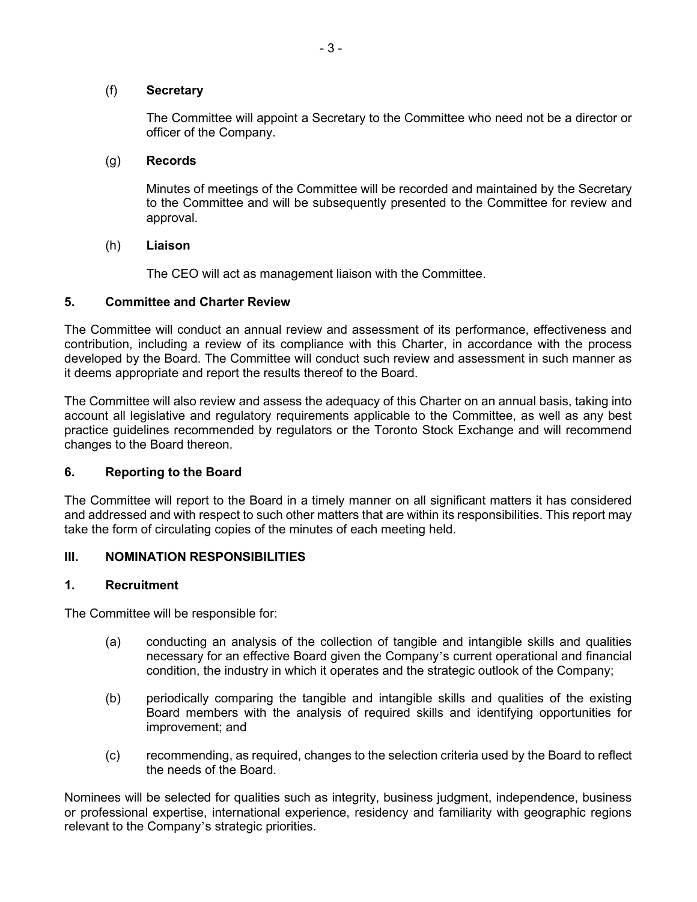(f) **Secretary**

The Committee will appoint a Secretary to the Committee who need not be a director or officer of the Company.

(g) **Records**

Minutes of meetings of the Committee will be recorded and maintained by the Secretary to the Committee and will be subsequently presented to the Committee for review and approval.

(h) **Liaison**

The CEO will act as management liaison with the Committee.

## 5. Committee and Charter Review

The Committee will conduct an annual review and assessment of its performance, effectiveness and contribution, including a review of its compliance with this Charter, in accordance with the process developed by the Board. The Committee will conduct such review and assessment in such manner as it deems appropriate and report the results thereof to the Board.

The Committee will also review and assess the adequacy of this Charter on an annual basis, taking into account all legislative and regulatory requirements applicable to the Committee, as well as any best practice guidelines recommended by regulators or the Toronto Stock Exchange and will recommend changes to the Board thereon.

## 6. Reporting to the Board

The Committee will report to the Board in a timely manner on all significant matters it has considered and addressed and with respect to such other matters that are within its responsibilities. This report may take the form of circulating copies of the minutes of each meeting held.

# III. NOMINATION RESPONSIBILITIES

## 1. Recruitment

The Committee will be responsible for:

(a) conducting an analysis of the collection of tangible and intangible skills and qualities necessary for an effective Board given the Company's current operational and financial condition, the industry in which it operates and the strategic outlook of the Company;

(b) periodically comparing the tangible and intangible skills and qualities of the existing Board members with the analysis of required skills and identifying opportunities for improvement; and

(c) recommending, as required, changes to the selection criteria used by the Board to reflect the needs of the Board.

Nominees will be selected for qualities such as integrity, business judgment, independence, business or professional expertise, international experience, residency and familiarity with geographic regions relevant to the Company's strategic priorities.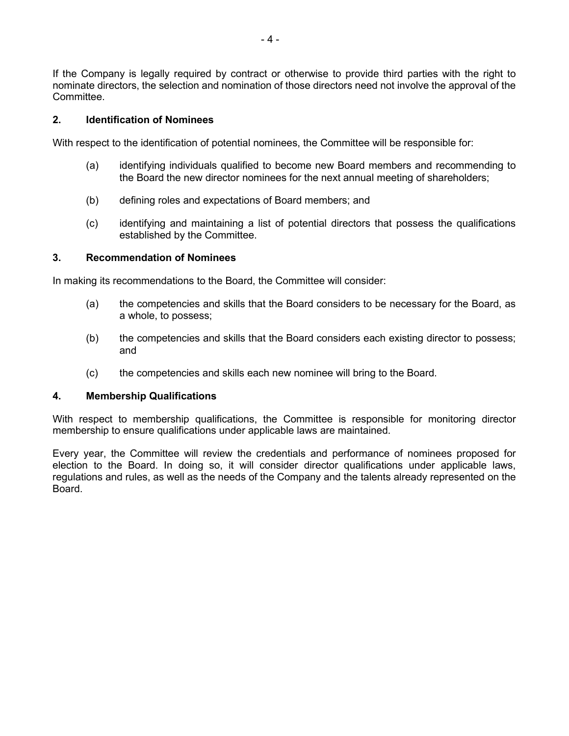If the Company is legally required by contract or otherwise to provide third parties with the right to nominate directors, the selection and nomination of those directors need not involve the approval of the Committee.

**2. Identification of Nominees**

With respect to the identification of potential nominees, the Committee will be responsible for:

(a) identifying individuals qualified to become new Board members and recommending to the Board the new director nominees for the next annual meeting of shareholders;

(b) defining roles and expectations of Board members; and

(c) identifying and maintaining a list of potential directors that possess the qualifications established by the Committee.

**3. Recommendation of Nominees**

In making its recommendations to the Board, the Committee will consider:

(a) the competencies and skills that the Board considers to be necessary for the Board, as a whole, to possess;

(b) the competencies and skills that the Board considers each existing director to possess; and

(c) the competencies and skills each new nominee will bring to the Board.

**4. Membership Qualifications**

With respect to membership qualifications, the Committee is responsible for monitoring director membership to ensure qualifications under applicable laws are maintained.

Every year, the Committee will review the credentials and performance of nominees proposed for election to the Board. In doing so, it will consider director qualifications under applicable laws, regulations and rules, as well as the needs of the Company and the talents already represented on the Board.